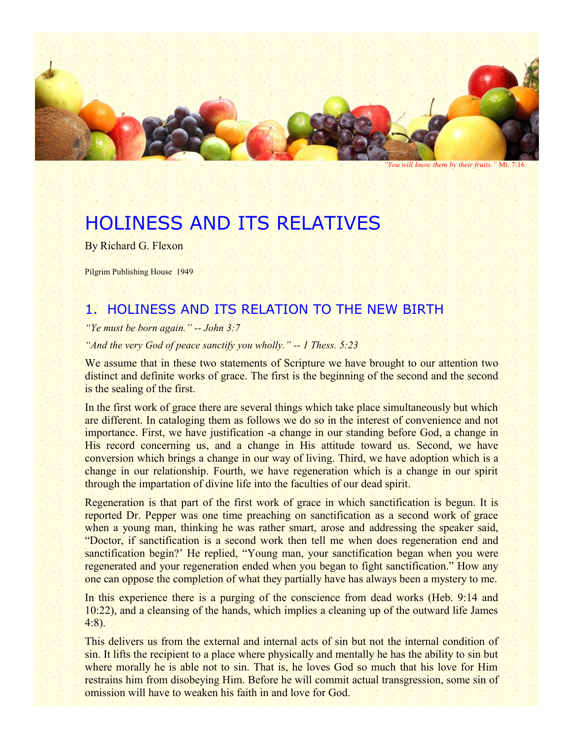*"You will know them by their fruits."* Mt. 7:16

# HOLINESS AND ITS RELATIVES

By Richard G. Flexon

Pilgrim Publishing House 1949

## 1. HOLINESS AND ITS RELATION TO THE NEW BIRTH

*"Ye must be born again." -- John 3:7*

*"And the very God of peace sanctify you wholly." -- 1 Thess. 5:23*

We assume that in these two statements of Scripture we have brought to our attention two distinct and definite works of grace. The first is the beginning of the second and the second is the sealing of the first.

In the first work of grace there are several things which take place simultaneously but which are different. In cataloging them as follows we do so in the interest of convenience and not importance. First, we have justification -a change in our standing before God, a change in His record concerning us, and a change in His attitude toward us. Second, we have conversion which brings a change in our way of living. Third, we have adoption which is a change in our relationship. Fourth, we have regeneration which is a change in our spirit through the impartation of divine life into the faculties of our dead spirit.

Regeneration is that part of the first work of grace in which sanctification is begun. It is reported Dr. Pepper was one time preaching on sanctification as a second work of grace when a young man, thinking he was rather smart, arose and addressing the speaker said, "Doctor, if sanctification is a second work then tell me when does regeneration end and sanctification begin?' He replied, "Young man, your sanctification began when you were regenerated and your regeneration ended when you began to fight sanctification." How any one can oppose the completion of what they partially have has always been a mystery to me.

In this experience there is a purging of the conscience from dead works (Heb. 9:14 and 10:22), and a cleansing of the hands, which implies a cleaning up of the outward life James 4:8).

This delivers us from the external and internal acts of sin but not the internal condition of sin. It lifts the recipient to a place where physically and mentally he has the ability to sin but where morally he is able not to sin. That is, he loves God so much that his love for Him restrains him from disobeying Him. Before he will commit actual transgression, some sin of omission will have to weaken his faith in and love for God.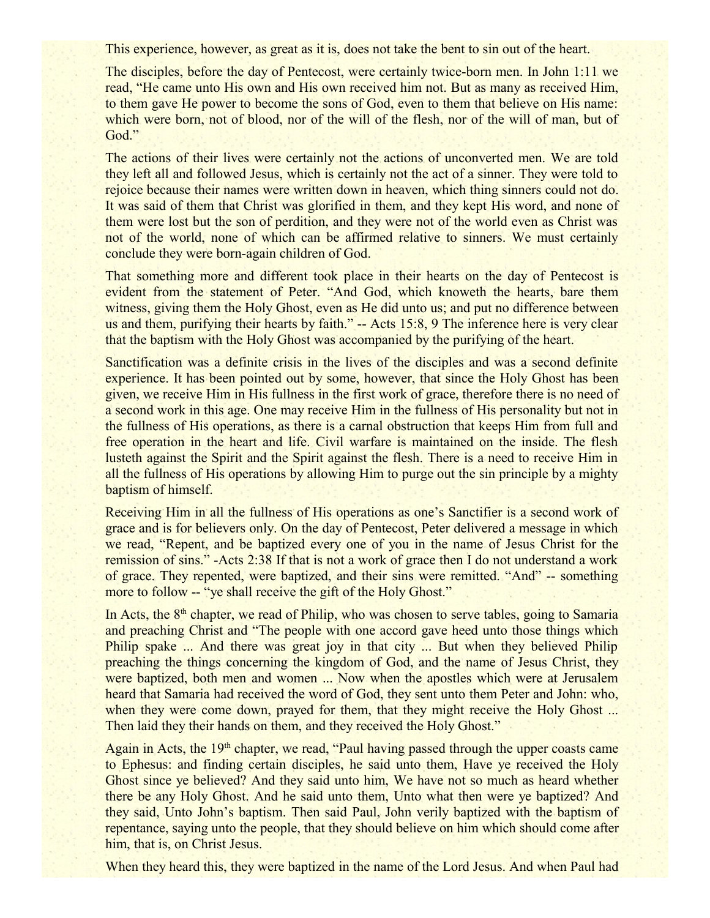This experience, however, as great as it is, does not take the bent to sin out of the heart.

The disciples, before the day of Pentecost, were certainly twice-born men. In John 1:11 we read, "He came unto His own and His own received him not. But as many as received Him, to them gave He power to become the sons of God, even to them that believe on His name: which were born, not of blood, nor of the will of the flesh, nor of the will of man, but of God."

The actions of their lives were certainly not the actions of unconverted men. We are told they left all and followed Jesus, which is certainly not the act of a sinner. They were told to rejoice because their names were written down in heaven, which thing sinners could not do. It was said of them that Christ was glorified in them, and they kept His word, and none of them were lost but the son of perdition, and they were not of the world even as Christ was not of the world, none of which can be affirmed relative to sinners. We must certainly conclude they were born-again children of God.

That something more and different took place in their hearts on the day of Pentecost is evident from the statement of Peter. "And God, which knoweth the hearts, bare them witness, giving them the Holy Ghost, even as He did unto us; and put no difference between us and them, purifying their hearts by faith." -- Acts 15:8, 9 The inference here is very clear that the baptism with the Holy Ghost was accompanied by the purifying of the heart.

Sanctification was a definite crisis in the lives of the disciples and was a second definite experience. It has been pointed out by some, however, that since the Holy Ghost has been given, we receive Him in His fullness in the first work of grace, therefore there is no need of a second work in this age. One may receive Him in the fullness of His personality but not in the fullness of His operations, as there is a carnal obstruction that keeps Him from full and free operation in the heart and life. Civil warfare is maintained on the inside. The flesh lusteth against the Spirit and the Spirit against the flesh. There is a need to receive Him in all the fullness of His operations by allowing Him to purge out the sin principle by a mighty baptism of himself.

Receiving Him in all the fullness of His operations as one's Sanctifier is a second work of grace and is for believers only. On the day of Pentecost, Peter delivered a message in which we read, "Repent, and be baptized every one of you in the name of Jesus Christ for the remission of sins." -Acts 2:38 If that is not a work of grace then I do not understand a work of grace. They repented, were baptized, and their sins were remitted. "And" -- something more to follow -- "ye shall receive the gift of the Holy Ghost."

In Acts, the 8th chapter, we read of Philip, who was chosen to serve tables, going to Samaria and preaching Christ and "The people with one accord gave heed unto those things which Philip spake ... And there was great joy in that city ... But when they believed Philip preaching the things concerning the kingdom of God, and the name of Jesus Christ, they were baptized, both men and women ... Now when the apostles which were at Jerusalem heard that Samaria had received the word of God, they sent unto them Peter and John: who, when they were come down, prayed for them, that they might receive the Holy Ghost ... Then laid they their hands on them, and they received the Holy Ghost."

Again in Acts, the 19th chapter, we read, "Paul having passed through the upper coasts came to Ephesus: and finding certain disciples, he said unto them, Have ye received the Holy Ghost since ye believed? And they said unto him, We have not so much as heard whether there be any Holy Ghost. And he said unto them, Unto what then were ye baptized? And they said, Unto John's baptism. Then said Paul, John verily baptized with the baptism of repentance, saying unto the people, that they should believe on him which should come after him, that is, on Christ Jesus.

When they heard this, they were baptized in the name of the Lord Jesus. And when Paul had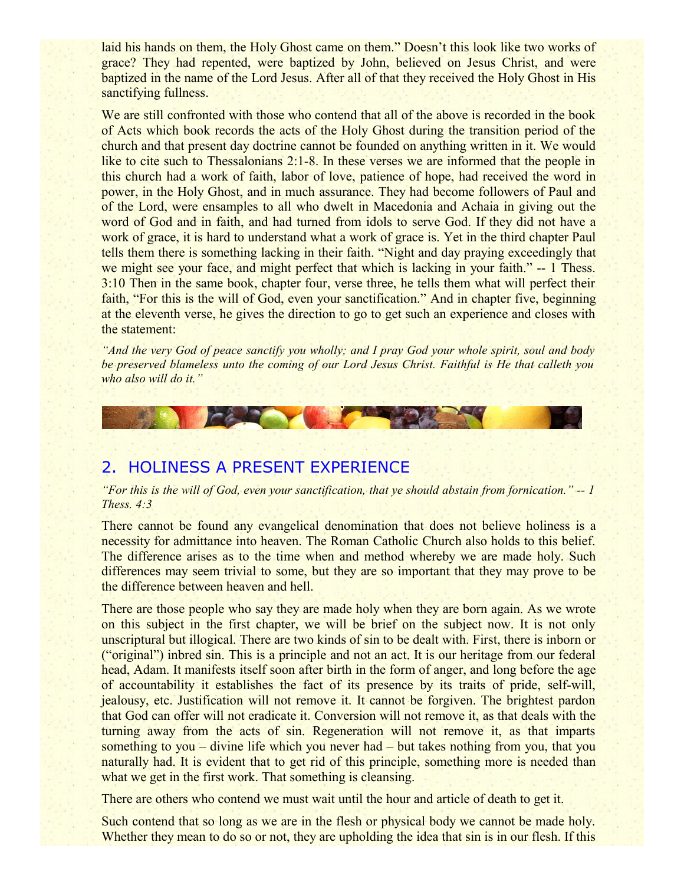laid his hands on them, the Holy Ghost came on them." Doesn't this look like two works of grace? They had repented, were baptized by John, believed on Jesus Christ, and were baptized in the name of the Lord Jesus. After all of that they received the Holy Ghost in His sanctifying fullness.

We are still confronted with those who contend that all of the above is recorded in the book of Acts which book records the acts of the Holy Ghost during the transition period of the church and that present day doctrine cannot be founded on anything written in it. We would like to cite such to Thessalonians 2:1-8. In these verses we are informed that the people in this church had a work of faith, labor of love, patience of hope, had received the word in power, in the Holy Ghost, and in much assurance. They had become followers of Paul and of the Lord, were ensamples to all who dwelt in Macedonia and Achaia in giving out the word of God and in faith, and had turned from idols to serve God. If they did not have a work of grace, it is hard to understand what a work of grace is. Yet in the third chapter Paul tells them there is something lacking in their faith. "Night and day praying exceedingly that we might see your face, and might perfect that which is lacking in your faith." -- 1 Thess. 3:10 Then in the same book, chapter four, verse three, he tells them what will perfect their faith, "For this is the will of God, even your sanctification." And in chapter five, beginning at the eleventh verse, he gives the direction to go to get such an experience and closes with the statement:

*"And the very God of peace sanctify you wholly; and I pray God your whole spirit, soul and body be preserved blameless unto the coming of our Lord Jesus Christ. Faithful is He that calleth you who also will do it."*

## 2. HOLINESS A PRESENT EXPERIENCE

*"For this is the will of God, even your sanctification, that ye should abstain from fornication." -- 1 Thess. 4:3*

There cannot be found any evangelical denomination that does not believe holiness is a necessity for admittance into heaven. The Roman Catholic Church also holds to this belief. The difference arises as to the time when and method whereby we are made holy. Such differences may seem trivial to some, but they are so important that they may prove to be the difference between heaven and hell.

There are those people who say they are made holy when they are born again. As we wrote on this subject in the first chapter, we will be brief on the subject now. It is not only unscriptural but illogical. There are two kinds of sin to be dealt with. First, there is inborn or ("original") inbred sin. This is a principle and not an act. It is our heritage from our federal head, Adam. It manifests itself soon after birth in the form of anger, and long before the age of accountability it establishes the fact of its presence by its traits of pride, self-will, jealousy, etc. Justification will not remove it. It cannot be forgiven. The brightest pardon that God can offer will not eradicate it. Conversion will not remove it, as that deals with the turning away from the acts of sin. Regeneration will not remove it, as that imparts something to you – divine life which you never had – but takes nothing from you, that you naturally had. It is evident that to get rid of this principle, something more is needed than what we get in the first work. That something is cleansing.

There are others who contend we must wait until the hour and article of death to get it.

Such contend that so long as we are in the flesh or physical body we cannot be made holy. Whether they mean to do so or not, they are upholding the idea that sin is in our flesh. If this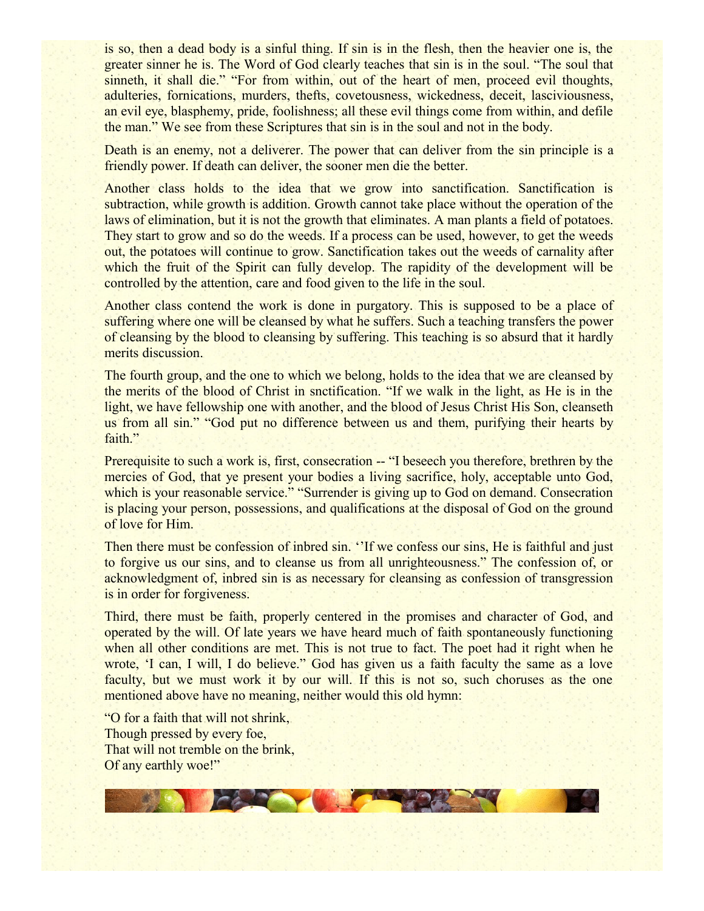is so, then a dead body is a sinful thing. If sin is in the flesh, then the heavier one is, the greater sinner he is. The Word of God clearly teaches that sin is in the soul. "The soul that sinneth, it shall die." "For from within, out of the heart of men, proceed evil thoughts, adulteries, fornications, murders, thefts, covetousness, wickedness, deceit, lasciviousness, an evil eye, blasphemy, pride, foolishness; all these evil things come from within, and defile the man." We see from these Scriptures that sin is in the soul and not in the body.

Death is an enemy, not a deliverer. The power that can deliver from the sin principle is a friendly power. If death can deliver, the sooner men die the better.

Another class holds to the idea that we grow into sanctification. Sanctification is subtraction, while growth is addition. Growth cannot take place without the operation of the laws of elimination, but it is not the growth that eliminates. A man plants a field of potatoes. They start to grow and so do the weeds. If a process can be used, however, to get the weeds out, the potatoes will continue to grow. Sanctification takes out the weeds of carnality after which the fruit of the Spirit can fully develop. The rapidity of the development will be controlled by the attention, care and food given to the life in the soul.

Another class contend the work is done in purgatory. This is supposed to be a place of suffering where one will be cleansed by what he suffers. Such a teaching transfers the power of cleansing by the blood to cleansing by suffering. This teaching is so absurd that it hardly merits discussion.

The fourth group, and the one to which we belong, holds to the idea that we are cleansed by the merits of the blood of Christ in snctification. "If we walk in the light, as He is in the light, we have fellowship one with another, and the blood of Jesus Christ His Son, cleanseth us from all sin." "God put no difference between us and them, purifying their hearts by faith."

Prerequisite to such a work is, first, consecration -- "I beseech you therefore, brethren by the mercies of God, that ye present your bodies a living sacrifice, holy, acceptable unto God, which is your reasonable service." "Surrender is giving up to God on demand. Consecration is placing your person, possessions, and qualifications at the disposal of God on the ground of love for Him.

Then there must be confession of inbred sin. ''If we confess our sins, He is faithful and just to forgive us our sins, and to cleanse us from all unrighteousness." The confession of, or acknowledgment of, inbred sin is as necessary for cleansing as confession of transgression is in order for forgiveness.

Third, there must be faith, properly centered in the promises and character of God, and operated by the will. Of late years we have heard much of faith spontaneously functioning when all other conditions are met. This is not true to fact. The poet had it right when he wrote, 'I can, I will, I do believe." God has given us a faith faculty the same as a love faculty, but we must work it by our will. If this is not so, such choruses as the one mentioned above have no meaning, neither would this old hymn:

"O for a faith that will not shrink,  
Though pressed by every foe,  
That will not tremble on the brink,  
Of any earthly woe!"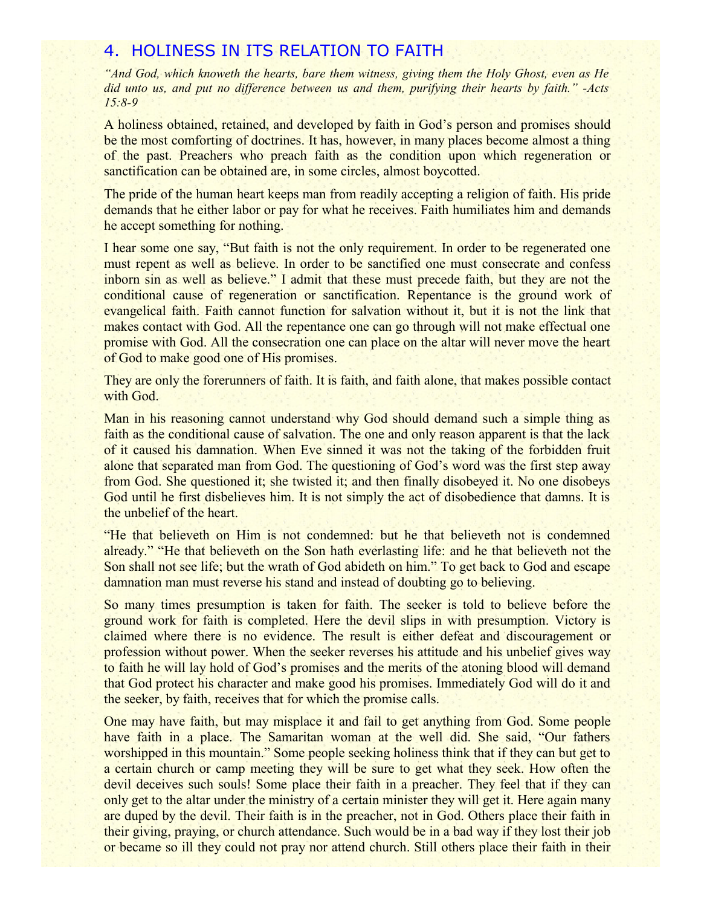## 4. HOLINESS IN ITS RELATION TO FAITH

*"And God, which knoweth the hearts, bare them witness, giving them the Holy Ghost, even as He did unto us, and put no difference between us and them, purifying their hearts by faith." -Acts 15:8-9*

A holiness obtained, retained, and developed by faith in God's person and promises should be the most comforting of doctrines. It has, however, in many places become almost a thing of the past. Preachers who preach faith as the condition upon which regeneration or sanctification can be obtained are, in some circles, almost boycotted.

The pride of the human heart keeps man from readily accepting a religion of faith. His pride demands that he either labor or pay for what he receives. Faith humiliates him and demands he accept something for nothing.

I hear some one say, "But faith is not the only requirement. In order to be regenerated one must repent as well as believe. In order to be sanctified one must consecrate and confess inborn sin as well as believe." I admit that these must precede faith, but they are not the conditional cause of regeneration or sanctification. Repentance is the ground work of evangelical faith. Faith cannot function for salvation without it, but it is not the link that makes contact with God. All the repentance one can go through will not make effectual one promise with God. All the consecration one can place on the altar will never move the heart of God to make good one of His promises.

They are only the forerunners of faith. It is faith, and faith alone, that makes possible contact with God.

Man in his reasoning cannot understand why God should demand such a simple thing as faith as the conditional cause of salvation. The one and only reason apparent is that the lack of it caused his damnation. When Eve sinned it was not the taking of the forbidden fruit alone that separated man from God. The questioning of God's word was the first step away from God. She questioned it; she twisted it; and then finally disobeyed it. No one disobeys God until he first disbelieves him. It is not simply the act of disobedience that damns. It is the unbelief of the heart.

"He that believeth on Him is not condemned: but he that believeth not is condemned already." "He that believeth on the Son hath everlasting life: and he that believeth not the Son shall not see life; but the wrath of God abideth on him." To get back to God and escape damnation man must reverse his stand and instead of doubting go to believing.

So many times presumption is taken for faith. The seeker is told to believe before the ground work for faith is completed. Here the devil slips in with presumption. Victory is claimed where there is no evidence. The result is either defeat and discouragement or profession without power. When the seeker reverses his attitude and his unbelief gives way to faith he will lay hold of God's promises and the merits of the atoning blood will demand that God protect his character and make good his promises. Immediately God will do it and the seeker, by faith, receives that for which the promise calls.

One may have faith, but may misplace it and fail to get anything from God. Some people have faith in a place. The Samaritan woman at the well did. She said, "Our fathers worshipped in this mountain." Some people seeking holiness think that if they can but get to a certain church or camp meeting they will be sure to get what they seek. How often the devil deceives such souls! Some place their faith in a preacher. They feel that if they can only get to the altar under the ministry of a certain minister they will get it. Here again many are duped by the devil. Their faith is in the preacher, not in God. Others place their faith in their giving, praying, or church attendance. Such would be in a bad way if they lost their job or became so ill they could not pray nor attend church. Still others place their faith in their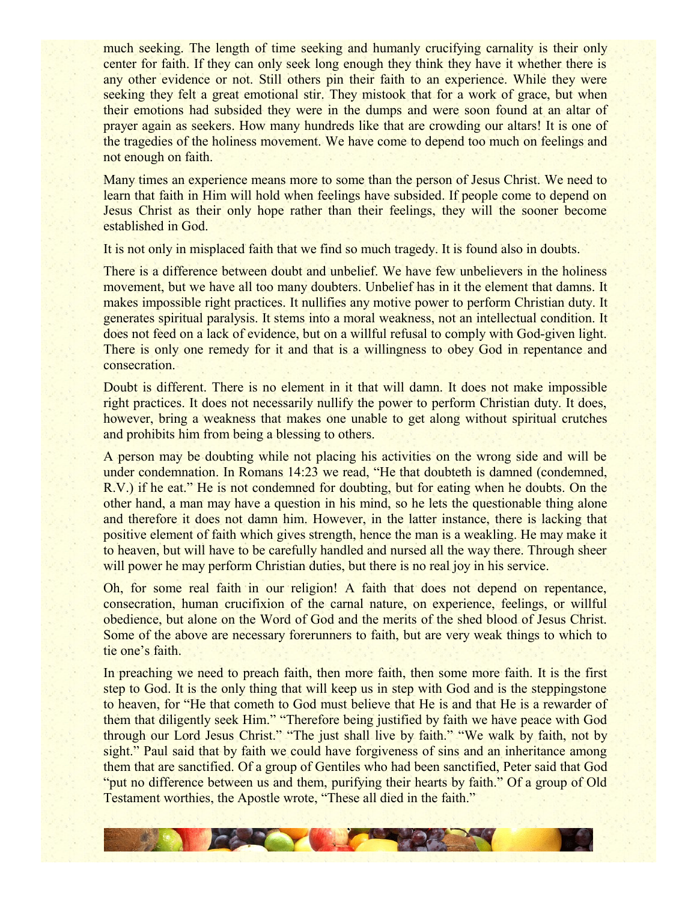much seeking. The length of time seeking and humanly crucifying carnality is their only center for faith. If they can only seek long enough they think they have it whether there is any other evidence or not. Still others pin their faith to an experience. While they were seeking they felt a great emotional stir. They mistook that for a work of grace, but when their emotions had subsided they were in the dumps and were soon found at an altar of prayer again as seekers. How many hundreds like that are crowding our altars! It is one of the tragedies of the holiness movement. We have come to depend too much on feelings and not enough on faith.

Many times an experience means more to some than the person of Jesus Christ. We need to learn that faith in Him will hold when feelings have subsided. If people come to depend on Jesus Christ as their only hope rather than their feelings, they will the sooner become established in God.

It is not only in misplaced faith that we find so much tragedy. It is found also in doubts.

There is a difference between doubt and unbelief. We have few unbelievers in the holiness movement, but we have all too many doubters. Unbelief has in it the element that damns. It makes impossible right practices. It nullifies any motive power to perform Christian duty. It generates spiritual paralysis. It stems into a moral weakness, not an intellectual condition. It does not feed on a lack of evidence, but on a willful refusal to comply with God-given light. There is only one remedy for it and that is a willingness to obey God in repentance and consecration.

Doubt is different. There is no element in it that will damn. It does not make impossible right practices. It does not necessarily nullify the power to perform Christian duty. It does, however, bring a weakness that makes one unable to get along without spiritual crutches and prohibits him from being a blessing to others.

A person may be doubting while not placing his activities on the wrong side and will be under condemnation. In Romans 14:23 we read, "He that doubteth is damned (condemned, R.V.) if he eat." He is not condemned for doubting, but for eating when he doubts. On the other hand, a man may have a question in his mind, so he lets the questionable thing alone and therefore it does not damn him. However, in the latter instance, there is lacking that positive element of faith which gives strength, hence the man is a weakling. He may make it to heaven, but will have to be carefully handled and nursed all the way there. Through sheer will power he may perform Christian duties, but there is no real joy in his service.

Oh, for some real faith in our religion! A faith that does not depend on repentance, consecration, human crucifixion of the carnal nature, on experience, feelings, or willful obedience, but alone on the Word of God and the merits of the shed blood of Jesus Christ. Some of the above are necessary forerunners to faith, but are very weak things to which to tie one's faith.

In preaching we need to preach faith, then more faith, then some more faith. It is the first step to God. It is the only thing that will keep us in step with God and is the steppingstone to heaven, for "He that cometh to God must believe that He is and that He is a rewarder of them that diligently seek Him." "Therefore being justified by faith we have peace with God through our Lord Jesus Christ." "The just shall live by faith." "We walk by faith, not by sight." Paul said that by faith we could have forgiveness of sins and an inheritance among them that are sanctified. Of a group of Gentiles who had been sanctified, Peter said that God "put no difference between us and them, purifying their hearts by faith." Of a group of Old Testament worthies, the Apostle wrote, "These all died in the faith."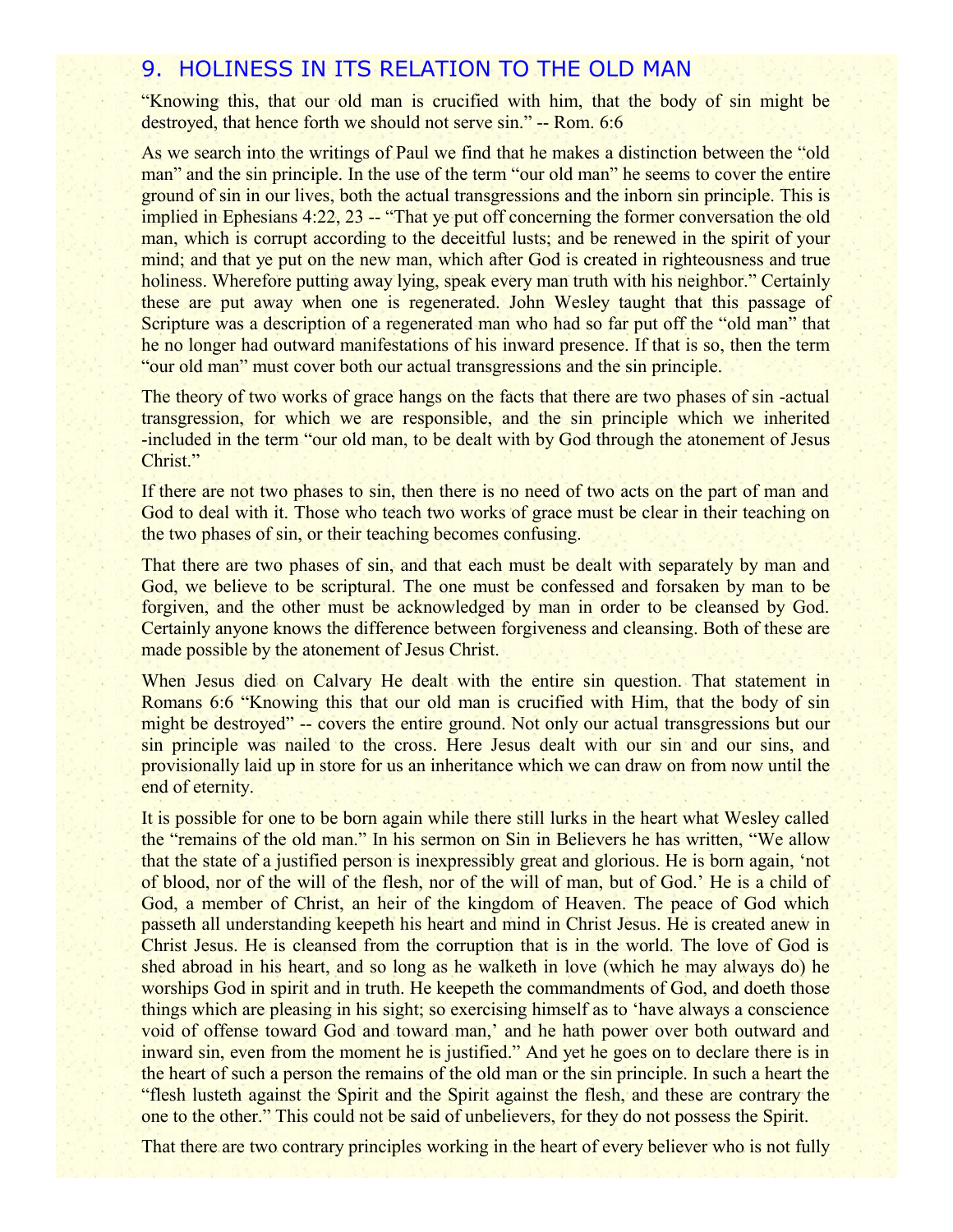## 9. HOLINESS IN ITS RELATION TO THE OLD MAN

"Knowing this, that our old man is crucified with him, that the body of sin might be destroyed, that hence forth we should not serve sin." -- Rom. 6:6

As we search into the writings of Paul we find that he makes a distinction between the "old man" and the sin principle. In the use of the term "our old man" he seems to cover the entire ground of sin in our lives, both the actual transgressions and the inborn sin principle. This is implied in Ephesians 4:22, 23 -- "That ye put off concerning the former conversation the old man, which is corrupt according to the deceitful lusts; and be renewed in the spirit of your mind; and that ye put on the new man, which after God is created in righteousness and true holiness. Wherefore putting away lying, speak every man truth with his neighbor." Certainly these are put away when one is regenerated. John Wesley taught that this passage of Scripture was a description of a regenerated man who had so far put off the "old man" that he no longer had outward manifestations of his inward presence. If that is so, then the term "our old man" must cover both our actual transgressions and the sin principle.

The theory of two works of grace hangs on the facts that there are two phases of sin -actual transgression, for which we are responsible, and the sin principle which we inherited -included in the term "our old man, to be dealt with by God through the atonement of Jesus Christ."

If there are not two phases to sin, then there is no need of two acts on the part of man and God to deal with it. Those who teach two works of grace must be clear in their teaching on the two phases of sin, or their teaching becomes confusing.

That there are two phases of sin, and that each must be dealt with separately by man and God, we believe to be scriptural. The one must be confessed and forsaken by man to be forgiven, and the other must be acknowledged by man in order to be cleansed by God. Certainly anyone knows the difference between forgiveness and cleansing. Both of these are made possible by the atonement of Jesus Christ.

When Jesus died on Calvary He dealt with the entire sin question. That statement in Romans 6:6 "Knowing this that our old man is crucified with Him, that the body of sin might be destroyed" -- covers the entire ground. Not only our actual transgressions but our sin principle was nailed to the cross. Here Jesus dealt with our sin and our sins, and provisionally laid up in store for us an inheritance which we can draw on from now until the end of eternity.

It is possible for one to be born again while there still lurks in the heart what Wesley called the "remains of the old man." In his sermon on Sin in Believers he has written, "We allow that the state of a justified person is inexpressibly great and glorious. He is born again, 'not of blood, nor of the will of the flesh, nor of the will of man, but of God.' He is a child of God, a member of Christ, an heir of the kingdom of Heaven. The peace of God which passeth all understanding keepeth his heart and mind in Christ Jesus. He is created anew in Christ Jesus. He is cleansed from the corruption that is in the world. The love of God is shed abroad in his heart, and so long as he walketh in love (which he may always do) he worships God in spirit and in truth. He keepeth the commandments of God, and doeth those things which are pleasing in his sight; so exercising himself as to 'have always a conscience void of offense toward God and toward man,' and he hath power over both outward and inward sin, even from the moment he is justified." And yet he goes on to declare there is in the heart of such a person the remains of the old man or the sin principle. In such a heart the "flesh lusteth against the Spirit and the Spirit against the flesh, and these are contrary the one to the other." This could not be said of unbelievers, for they do not possess the Spirit.

That there are two contrary principles working in the heart of every believer who is not fully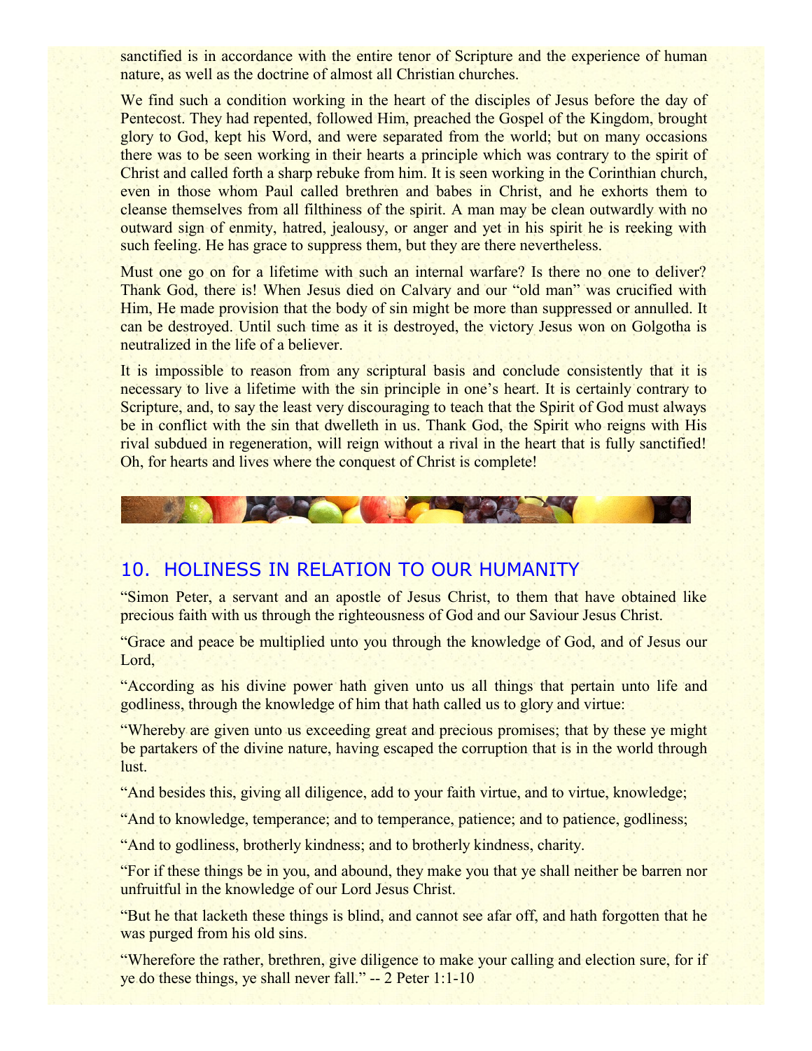sanctified is in accordance with the entire tenor of Scripture and the experience of human nature, as well as the doctrine of almost all Christian churches.

We find such a condition working in the heart of the disciples of Jesus before the day of Pentecost. They had repented, followed Him, preached the Gospel of the Kingdom, brought glory to God, kept his Word, and were separated from the world; but on many occasions there was to be seen working in their hearts a principle which was contrary to the spirit of Christ and called forth a sharp rebuke from him. It is seen working in the Corinthian church, even in those whom Paul called brethren and babes in Christ, and he exhorts them to cleanse themselves from all filthiness of the spirit. A man may be clean outwardly with no outward sign of enmity, hatred, jealousy, or anger and yet in his spirit he is reeking with such feeling. He has grace to suppress them, but they are there nevertheless.

Must one go on for a lifetime with such an internal warfare? Is there no one to deliver? Thank God, there is! When Jesus died on Calvary and our "old man" was crucified with Him, He made provision that the body of sin might be more than suppressed or annulled. It can be destroyed. Until such time as it is destroyed, the victory Jesus won on Golgotha is neutralized in the life of a believer.

It is impossible to reason from any scriptural basis and conclude consistently that it is necessary to live a lifetime with the sin principle in one's heart. It is certainly contrary to Scripture, and, to say the least very discouraging to teach that the Spirit of God must always be in conflict with the sin that dwelleth in us. Thank God, the Spirit who reigns with His rival subdued in regeneration, will reign without a rival in the heart that is fully sanctified! Oh, for hearts and lives where the conquest of Christ is complete!

## 10. HOLINESS IN RELATION TO OUR HUMANITY

"Simon Peter, a servant and an apostle of Jesus Christ, to them that have obtained like precious faith with us through the righteousness of God and our Saviour Jesus Christ.

"Grace and peace be multiplied unto you through the knowledge of God, and of Jesus our Lord,

"According as his divine power hath given unto us all things that pertain unto life and godliness, through the knowledge of him that hath called us to glory and virtue:

"Whereby are given unto us exceeding great and precious promises; that by these ye might be partakers of the divine nature, having escaped the corruption that is in the world through lust.

"And besides this, giving all diligence, add to your faith virtue, and to virtue, knowledge;

"And to knowledge, temperance; and to temperance, patience; and to patience, godliness;

"And to godliness, brotherly kindness; and to brotherly kindness, charity.

"For if these things be in you, and abound, they make you that ye shall neither be barren nor unfruitful in the knowledge of our Lord Jesus Christ.

"But he that lacketh these things is blind, and cannot see afar off, and hath forgotten that he was purged from his old sins.

"Wherefore the rather, brethren, give diligence to make your calling and election sure, for if ye do these things, ye shall never fall." -- 2 Peter 1:1-10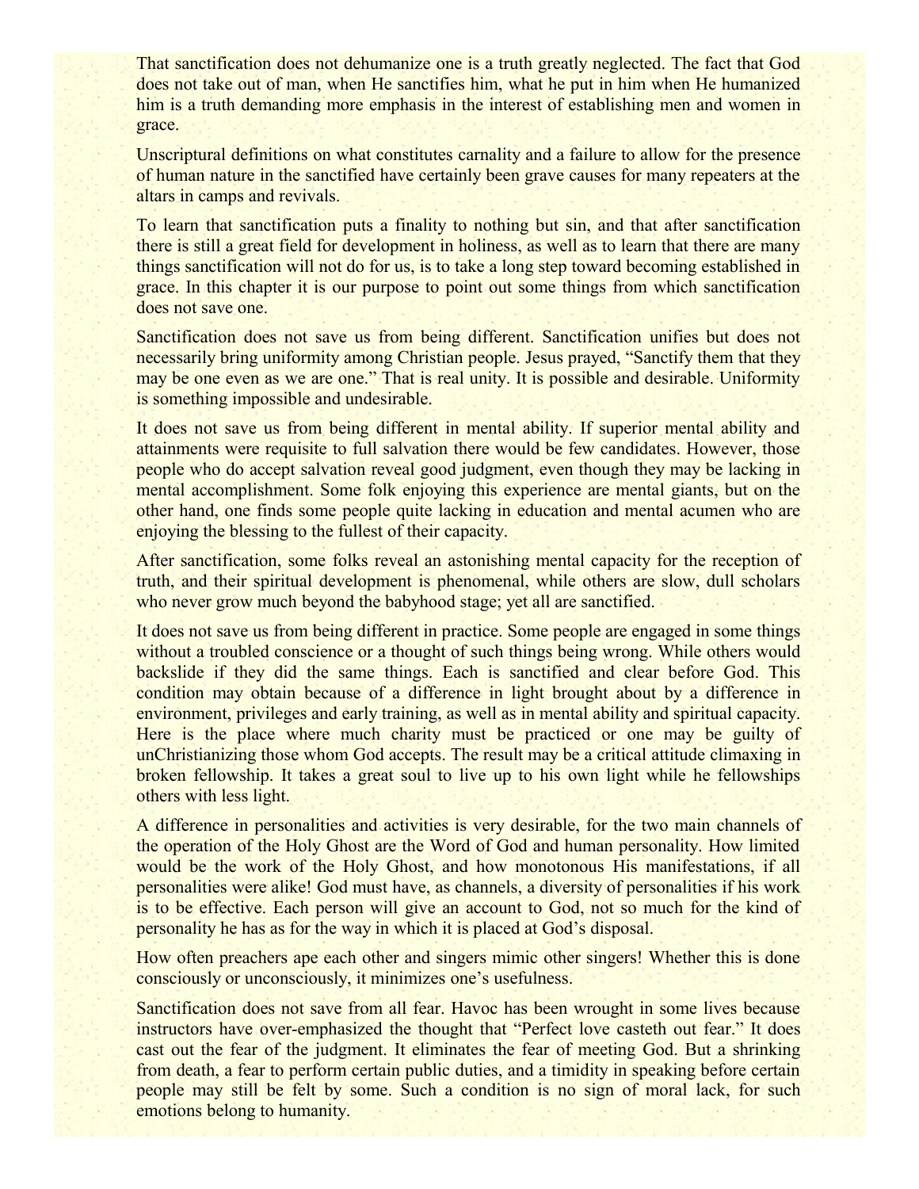That sanctification does not dehumanize one is a truth greatly neglected. The fact that God does not take out of man, when He sanctifies him, what he put in him when He humanized him is a truth demanding more emphasis in the interest of establishing men and women in grace.

Unscriptural definitions on what constitutes carnality and a failure to allow for the presence of human nature in the sanctified have certainly been grave causes for many repeaters at the altars in camps and revivals.

To learn that sanctification puts a finality to nothing but sin, and that after sanctification there is still a great field for development in holiness, as well as to learn that there are many things sanctification will not do for us, is to take a long step toward becoming established in grace. In this chapter it is our purpose to point out some things from which sanctification does not save one.

Sanctification does not save us from being different. Sanctification unifies but does not necessarily bring uniformity among Christian people. Jesus prayed, "Sanctify them that they may be one even as we are one." That is real unity. It is possible and desirable. Uniformity is something impossible and undesirable.

It does not save us from being different in mental ability. If superior mental ability and attainments were requisite to full salvation there would be few candidates. However, those people who do accept salvation reveal good judgment, even though they may be lacking in mental accomplishment. Some folk enjoying this experience are mental giants, but on the other hand, one finds some people quite lacking in education and mental acumen who are enjoying the blessing to the fullest of their capacity.

After sanctification, some folks reveal an astonishing mental capacity for the reception of truth, and their spiritual development is phenomenal, while others are slow, dull scholars who never grow much beyond the babyhood stage; yet all are sanctified.

It does not save us from being different in practice. Some people are engaged in some things without a troubled conscience or a thought of such things being wrong. While others would backslide if they did the same things. Each is sanctified and clear before God. This condition may obtain because of a difference in light brought about by a difference in environment, privileges and early training, as well as in mental ability and spiritual capacity. Here is the place where much charity must be practiced or one may be guilty of unChristianizing those whom God accepts. The result may be a critical attitude climaxing in broken fellowship. It takes a great soul to live up to his own light while he fellowships others with less light.

A difference in personalities and activities is very desirable, for the two main channels of the operation of the Holy Ghost are the Word of God and human personality. How limited would be the work of the Holy Ghost, and how monotonous His manifestations, if all personalities were alike! God must have, as channels, a diversity of personalities if his work is to be effective. Each person will give an account to God, not so much for the kind of personality he has as for the way in which it is placed at God's disposal.

How often preachers ape each other and singers mimic other singers! Whether this is done consciously or unconsciously, it minimizes one's usefulness.

Sanctification does not save from all fear. Havoc has been wrought in some lives because instructors have over-emphasized the thought that "Perfect love casteth out fear." It does cast out the fear of the judgment. It eliminates the fear of meeting God. But a shrinking from death, a fear to perform certain public duties, and a timidity in speaking before certain people may still be felt by some. Such a condition is no sign of moral lack, for such emotions belong to humanity.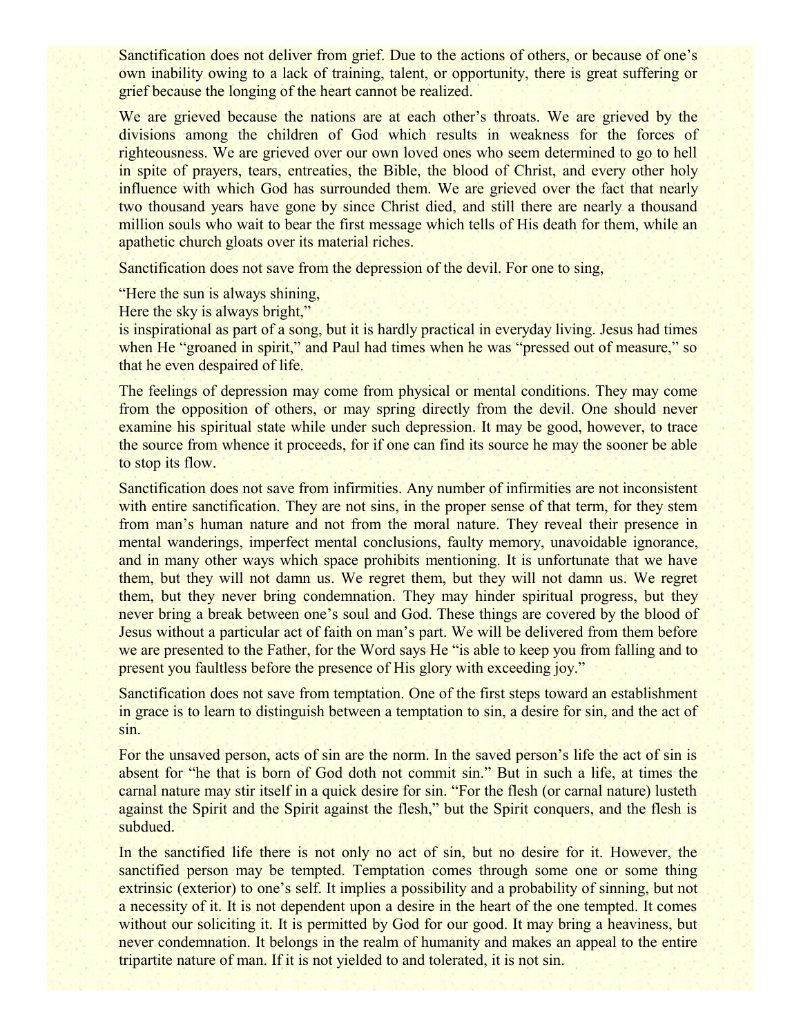Sanctification does not deliver from grief. Due to the actions of others, or because of one's own inability owing to a lack of training, talent, or opportunity, there is great suffering or grief because the longing of the heart cannot be realized.

We are grieved because the nations are at each other's throats. We are grieved by the divisions among the children of God which results in weakness for the forces of righteousness. We are grieved over our own loved ones who seem determined to go to hell in spite of prayers, tears, entreaties, the Bible, the blood of Christ, and every other holy influence with which God has surrounded them. We are grieved over the fact that nearly two thousand years have gone by since Christ died, and still there are nearly a thousand million souls who wait to bear the first message which tells of His death for them, while an apathetic church gloats over its material riches.

Sanctification does not save from the depression of the devil. For one to sing,

"Here the sun is always shining,
Here the sky is always bright,"
is inspirational as part of a song, but it is hardly practical in everyday living. Jesus had times when He "groaned in spirit," and Paul had times when he was "pressed out of measure," so that he even despaired of life.

The feelings of depression may come from physical or mental conditions. They may come from the opposition of others, or may spring directly from the devil. One should never examine his spiritual state while under such depression. It may be good, however, to trace the source from whence it proceeds, for if one can find its source he may the sooner be able to stop its flow.

Sanctification does not save from infirmities. Any number of infirmities are not inconsistent with entire sanctification. They are not sins, in the proper sense of that term, for they stem from man's human nature and not from the moral nature. They reveal their presence in mental wanderings, imperfect mental conclusions, faulty memory, unavoidable ignorance, and in many other ways which space prohibits mentioning. It is unfortunate that we have them, but they will not damn us. We regret them, but they will not damn us. We regret them, but they never bring condemnation. They may hinder spiritual progress, but they never bring a break between one's soul and God. These things are covered by the blood of Jesus without a particular act of faith on man's part. We will be delivered from them before we are presented to the Father, for the Word says He "is able to keep you from falling and to present you faultless before the presence of His glory with exceeding joy."

Sanctification does not save from temptation. One of the first steps toward an establishment in grace is to learn to distinguish between a temptation to sin, a desire for sin, and the act of sin.

For the unsaved person, acts of sin are the norm. In the saved person's life the act of sin is absent for "he that is born of God doth not commit sin." But in such a life, at times the carnal nature may stir itself in a quick desire for sin. "For the flesh (or carnal nature) lusteth against the Spirit and the Spirit against the flesh," but the Spirit conquers, and the flesh is subdued.

In the sanctified life there is not only no act of sin, but no desire for it. However, the sanctified person may be tempted. Temptation comes through some one or some thing extrinsic (exterior) to one's self. It implies a possibility and a probability of sinning, but not a necessity of it. It is not dependent upon a desire in the heart of the one tempted. It comes without our soliciting it. It is permitted by God for our good. It may bring a heaviness, but never condemnation. It belongs in the realm of humanity and makes an appeal to the entire tripartite nature of man. If it is not yielded to and tolerated, it is not sin.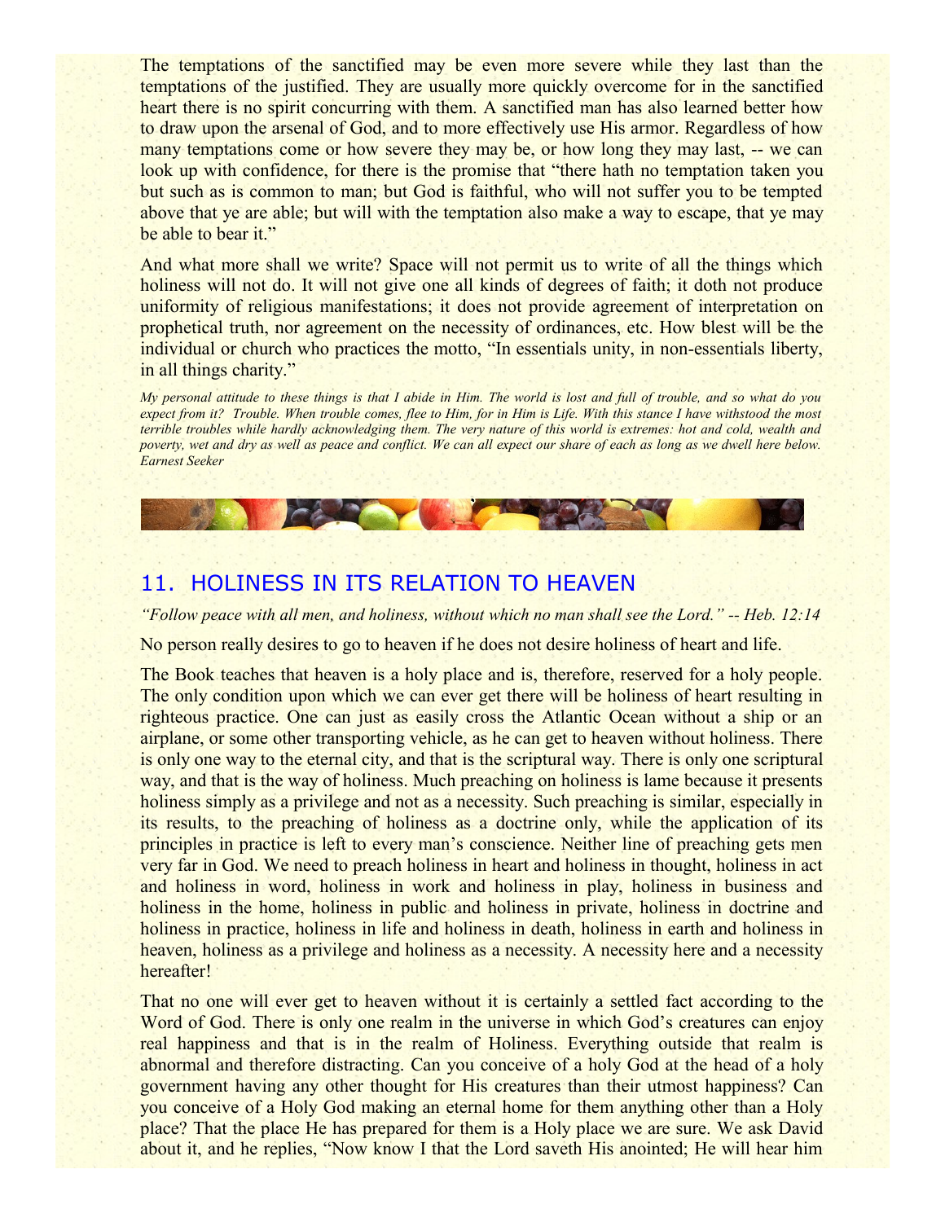The temptations of the sanctified may be even more severe while they last than the temptations of the justified. They are usually more quickly overcome for in the sanctified heart there is no spirit concurring with them. A sanctified man has also learned better how to draw upon the arsenal of God, and to more effectively use His armor. Regardless of how many temptations come or how severe they may be, or how long they may last, -- we can look up with confidence, for there is the promise that "there hath no temptation taken you but such as is common to man; but God is faithful, who will not suffer you to be tempted above that ye are able; but will with the temptation also make a way to escape, that ye may be able to bear it."

And what more shall we write? Space will not permit us to write of all the things which holiness will not do. It will not give one all kinds of degrees of faith; it doth not produce uniformity of religious manifestations; it does not provide agreement of interpretation on prophetical truth, nor agreement on the necessity of ordinances, etc. How blest will be the individual or church who practices the motto, "In essentials unity, in non-essentials liberty, in all things charity."

*My personal attitude to these things is that I abide in Him. The world is lost and full of trouble, and so what do you expect from it? Trouble. When trouble comes, flee to Him, for in Him is Life. With this stance I have withstood the most terrible troubles while hardly acknowledging them. The very nature of this world is extremes: hot and cold, wealth and poverty, wet and dry as well as peace and conflict. We can all expect our share of each as long as we dwell here below. Earnest Seeker*

## 11. HOLINESS IN ITS RELATION TO HEAVEN

*"Follow peace with all men, and holiness, without which no man shall see the Lord." -- Heb. 12:14*

No person really desires to go to heaven if he does not desire holiness of heart and life.

The Book teaches that heaven is a holy place and is, therefore, reserved for a holy people. The only condition upon which we can ever get there will be holiness of heart resulting in righteous practice. One can just as easily cross the Atlantic Ocean without a ship or an airplane, or some other transporting vehicle, as he can get to heaven without holiness. There is only one way to the eternal city, and that is the scriptural way. There is only one scriptural way, and that is the way of holiness. Much preaching on holiness is lame because it presents holiness simply as a privilege and not as a necessity. Such preaching is similar, especially in its results, to the preaching of holiness as a doctrine only, while the application of its principles in practice is left to every man's conscience. Neither line of preaching gets men very far in God. We need to preach holiness in heart and holiness in thought, holiness in act and holiness in word, holiness in work and holiness in play, holiness in business and holiness in the home, holiness in public and holiness in private, holiness in doctrine and holiness in practice, holiness in life and holiness in death, holiness in earth and holiness in heaven, holiness as a privilege and holiness as a necessity. A necessity here and a necessity hereafter!

That no one will ever get to heaven without it is certainly a settled fact according to the Word of God. There is only one realm in the universe in which God's creatures can enjoy real happiness and that is in the realm of Holiness. Everything outside that realm is abnormal and therefore distracting. Can you conceive of a holy God at the head of a holy government having any other thought for His creatures than their utmost happiness? Can you conceive of a Holy God making an eternal home for them anything other than a Holy place? That the place He has prepared for them is a Holy place we are sure. We ask David about it, and he replies, "Now know I that the Lord saveth His anointed; He will hear him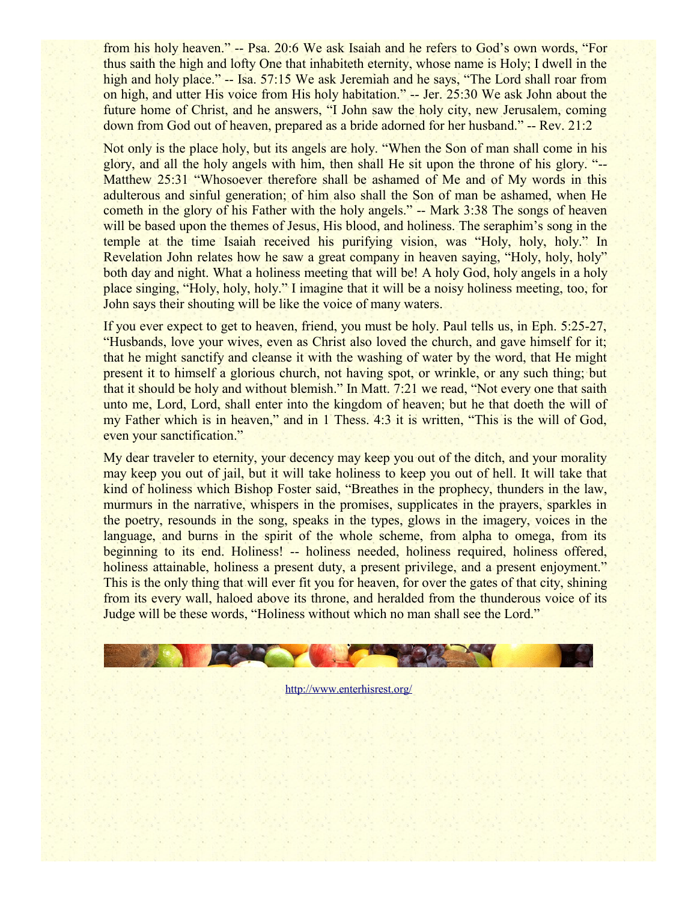from his holy heaven." -- Psa. 20:6 We ask Isaiah and he refers to God's own words, "For thus saith the high and lofty One that inhabiteth eternity, whose name is Holy; I dwell in the high and holy place." -- Isa. 57:15 We ask Jeremiah and he says, "The Lord shall roar from on high, and utter His voice from His holy habitation." -- Jer. 25:30 We ask John about the future home of Christ, and he answers, "I John saw the holy city, new Jerusalem, coming down from God out of heaven, prepared as a bride adorned for her husband." -- Rev. 21:2

Not only is the place holy, but its angels are holy. "When the Son of man shall come in his glory, and all the holy angels with him, then shall He sit upon the throne of his glory. "-- Matthew 25:31 "Whosoever therefore shall be ashamed of Me and of My words in this adulterous and sinful generation; of him also shall the Son of man be ashamed, when He cometh in the glory of his Father with the holy angels." -- Mark 3:38 The songs of heaven will be based upon the themes of Jesus, His blood, and holiness. The seraphim's song in the temple at the time Isaiah received his purifying vision, was "Holy, holy, holy." In Revelation John relates how he saw a great company in heaven saying, "Holy, holy, holy" both day and night. What a holiness meeting that will be! A holy God, holy angels in a holy place singing, "Holy, holy, holy." I imagine that it will be a noisy holiness meeting, too, for John says their shouting will be like the voice of many waters.

If you ever expect to get to heaven, friend, you must be holy. Paul tells us, in Eph. 5:25-27, "Husbands, love your wives, even as Christ also loved the church, and gave himself for it; that he might sanctify and cleanse it with the washing of water by the word, that He might present it to himself a glorious church, not having spot, or wrinkle, or any such thing; but that it should be holy and without blemish." In Matt. 7:21 we read, "Not every one that saith unto me, Lord, Lord, shall enter into the kingdom of heaven; but he that doeth the will of my Father which is in heaven," and in 1 Thess. 4:3 it is written, "This is the will of God, even your sanctification."

My dear traveler to eternity, your decency may keep you out of the ditch, and your morality may keep you out of jail, but it will take holiness to keep you out of hell. It will take that kind of holiness which Bishop Foster said, "Breathes in the prophecy, thunders in the law, murmurs in the narrative, whispers in the promises, supplicates in the prayers, sparkles in the poetry, resounds in the song, speaks in the types, glows in the imagery, voices in the language, and burns in the spirit of the whole scheme, from alpha to omega, from its beginning to its end. Holiness! -- holiness needed, holiness required, holiness offered, holiness attainable, holiness a present duty, a present privilege, and a present enjoyment." This is the only thing that will ever fit you for heaven, for over the gates of that city, shining from its every wall, haloed above its throne, and heralded from the thunderous voice of its Judge will be these words, "Holiness without which no man shall see the Lord."

http://www.enterhisrest.org/